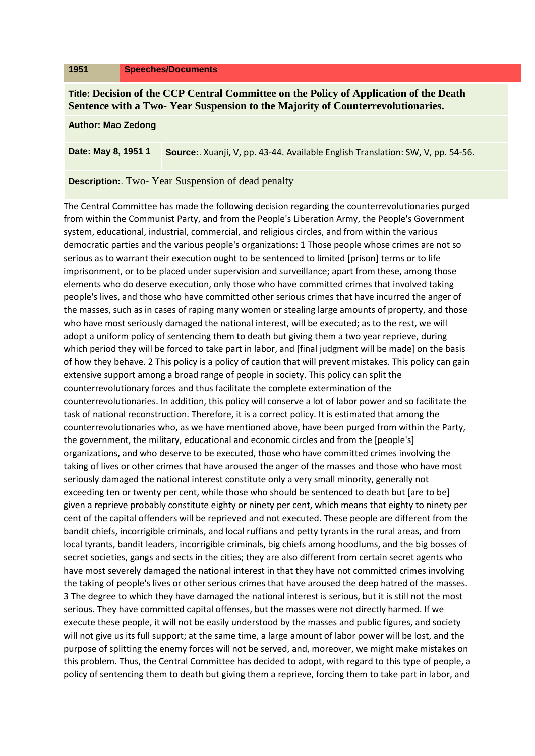**1951** **Speeches/Documents**

**Title: Decision of the CCP Central Committee on the Policy of Application of the Death Sentence with a Two- Year Suspension to the Majority of Counterrevolutionaries.**

**Author: Mao Zedong**

**Date: May 8, 1951 1** **Source:**. Xuanji, V, pp. 43-44. Available English Translation: SW, V, pp. 54-56.

**Description:**. Two- Year Suspension of dead penalty

The Central Committee has made the following decision regarding the counterrevolutionaries purged from within the Communist Party, and from the People's Liberation Army, the People's Government system, educational, industrial, commercial, and religious circles, and from within the various democratic parties and the various people's organizations: 1 Those people whose crimes are not so serious as to warrant their execution ought to be sentenced to limited [prison] terms or to life imprisonment, or to be placed under supervision and surveillance; apart from these, among those elements who do deserve execution, only those who have committed crimes that involved taking people's lives, and those who have committed other serious crimes that have incurred the anger of the masses, such as in cases of raping many women or stealing large amounts of property, and those who have most seriously damaged the national interest, will be executed; as to the rest, we will adopt a uniform policy of sentencing them to death but giving them a two year reprieve, during which period they will be forced to take part in labor, and [final judgment will be made] on the basis of how they behave. 2 This policy is a policy of caution that will prevent mistakes. This policy can gain extensive support among a broad range of people in society. This policy can split the counterrevolutionary forces and thus facilitate the complete extermination of the counterrevolutionaries. In addition, this policy will conserve a lot of labor power and so facilitate the task of national reconstruction. Therefore, it is a correct policy. It is estimated that among the counterrevolutionaries who, as we have mentioned above, have been purged from within the Party, the government, the military, educational and economic circles and from the [people's] organizations, and who deserve to be executed, those who have committed crimes involving the taking of lives or other crimes that have aroused the anger of the masses and those who have most seriously damaged the national interest constitute only a very small minority, generally not exceeding ten or twenty per cent, while those who should be sentenced to death but [are to be] given a reprieve probably constitute eighty or ninety per cent, which means that eighty to ninety per cent of the capital offenders will be reprieved and not executed. These people are different from the bandit chiefs, incorrigible criminals, and local ruffians and petty tyrants in the rural areas, and from local tyrants, bandit leaders, incorrigible criminals, big chiefs among hoodlums, and the big bosses of secret societies, gangs and sects in the cities; they are also different from certain secret agents who have most severely damaged the national interest in that they have not committed crimes involving the taking of people's lives or other serious crimes that have aroused the deep hatred of the masses. 3 The degree to which they have damaged the national interest is serious, but it is still not the most serious. They have committed capital offenses, but the masses were not directly harmed. If we execute these people, it will not be easily understood by the masses and public figures, and society will not give us its full support; at the same time, a large amount of labor power will be lost, and the purpose of splitting the enemy forces will not be served, and, moreover, we might make mistakes on this problem. Thus, the Central Committee has decided to adopt, with regard to this type of people, a policy of sentencing them to death but giving them a reprieve, forcing them to take part in labor, and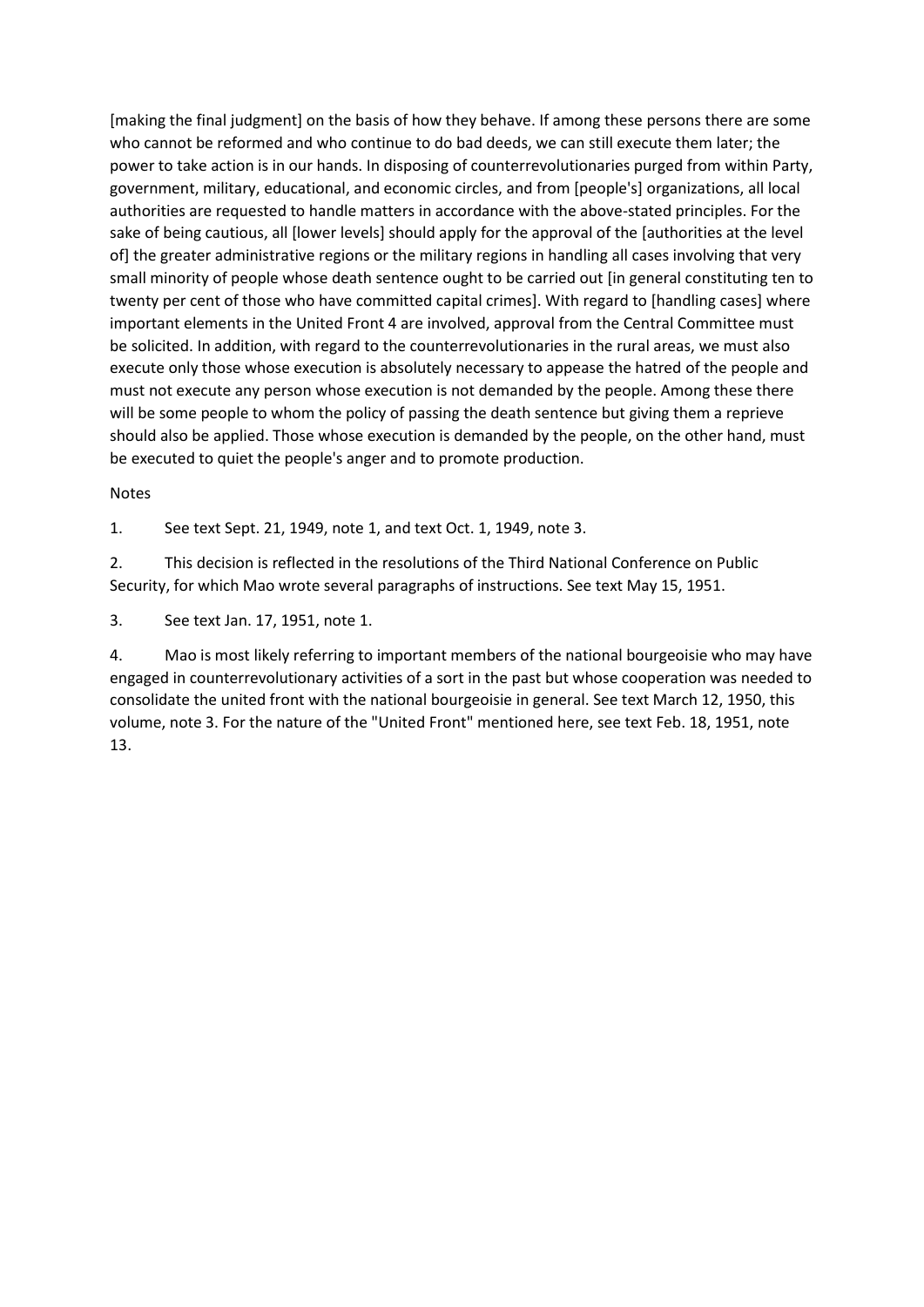[making the final judgment] on the basis of how they behave. If among these persons there are some who cannot be reformed and who continue to do bad deeds, we can still execute them later; the power to take action is in our hands. In disposing of counterrevolutionaries purged from within Party, government, military, educational, and economic circles, and from [people's] organizations, all local authorities are requested to handle matters in accordance with the above-stated principles. For the sake of being cautious, all [lower levels] should apply for the approval of the [authorities at the level of] the greater administrative regions or the military regions in handling all cases involving that very small minority of people whose death sentence ought to be carried out [in general constituting ten to twenty per cent of those who have committed capital crimes]. With regard to [handling cases] where important elements in the United Front 4 are involved, approval from the Central Committee must be solicited. In addition, with regard to the counterrevolutionaries in the rural areas, we must also execute only those whose execution is absolutely necessary to appease the hatred of the people and must not execute any person whose execution is not demanded by the people. Among these there will be some people to whom the policy of passing the death sentence but giving them a reprieve should also be applied. Those whose execution is demanded by the people, on the other hand, must be executed to quiet the people's anger and to promote production.

Notes

1. See text Sept. 21, 1949, note 1, and text Oct. 1, 1949, note 3.

2. This decision is reflected in the resolutions of the Third National Conference on Public Security, for which Mao wrote several paragraphs of instructions. See text May 15, 1951.

3. See text Jan. 17, 1951, note 1.

4. Mao is most likely referring to important members of the national bourgeoisie who may have engaged in counterrevolutionary activities of a sort in the past but whose cooperation was needed to consolidate the united front with the national bourgeoisie in general. See text March 12, 1950, this volume, note 3. For the nature of the "United Front" mentioned here, see text Feb. 18, 1951, note 13.